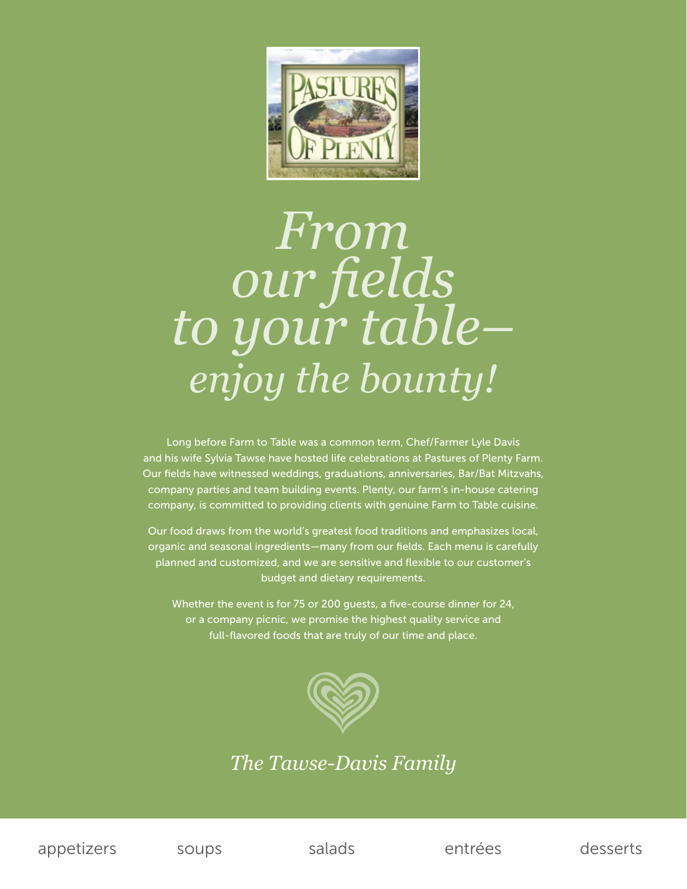# *From our fields to your table– enjoy the bounty!*

Long before Farm to Table was a common term, Chef/Farmer Lyle Davis and his wife Sylvia Tawse have hosted life celebrations at Pastures of Plenty Farm. Our fields have witnessed weddings, graduations, anniversaries, Bar/Bat Mitzvahs, company parties and team building events. Plenty, our farm's in-house catering company, is committed to providing clients with genuine Farm to Table cuisine.

Our food draws from the world's greatest food traditions and emphasizes local, organic and seasonal ingredients—many from our fields. Each menu is carefully planned and customized, and we are sensitive and flexible to our customer's budget and dietary requirements.

Whether the event is for 75 or 200 guests, a five-course dinner for 24, or a company picnic, we promise the highest quality service and full-flavored foods that are truly of our time and place.

*The Tawse-Davis Family*

appetizers soups salads entrées desserts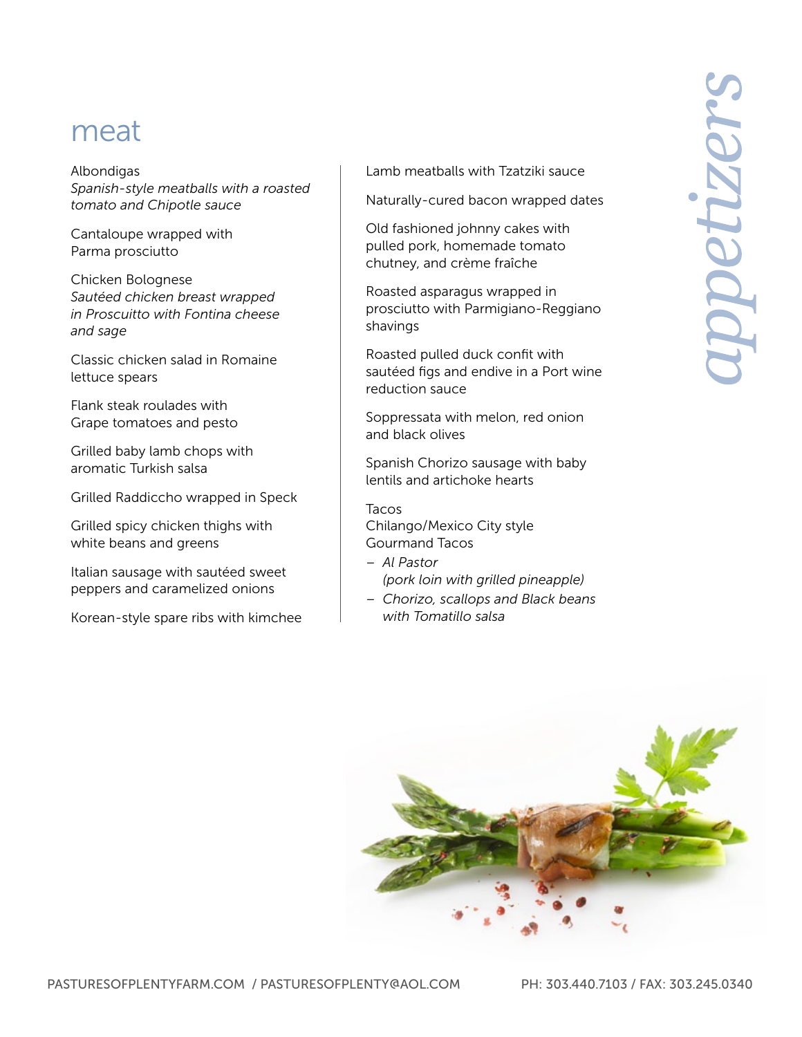# appetizers

## meat

Albondigas
*Spanish-style meatballs with a roasted tomato and Chipotle sauce*

Cantaloupe wrapped with Parma prosciutto

Chicken Bolognese
*Sautéed chicken breast wrapped in Proscuitto with Fontina cheese and sage*

Classic chicken salad in Romaine lettuce spears

Flank steak roulades with Grape tomatoes and pesto

Grilled baby lamb chops with aromatic Turkish salsa

Grilled Raddiccho wrapped in Speck

Grilled spicy chicken thighs with white beans and greens

Italian sausage with sautéed sweet peppers and caramelized onions

Korean-style spare ribs with kimchee

Lamb meatballs with Tzatziki sauce

Naturally-cured bacon wrapped dates

Old fashioned johnny cakes with pulled pork, homemade tomato chutney, and crème fraîche

Roasted asparagus wrapped in prosciutto with Parmigiano-Reggiano shavings

Roasted pulled duck confit with sautéed figs and endive in a Port wine reduction sauce

Soppressata with melon, red onion and black olives

Spanish Chorizo sausage with baby lentils and artichoke hearts

Tacos
Chilango/Mexico City style Gourmand Tacos

- *Al Pastor (pork loin with grilled pineapple)*
- *Chorizo, scallops and Black beans with Tomatillo salsa*

PASTURESOFPLENTYFARM.COM / PASTURESOFPLENTY@AOL.COM PH: 303.440.7103 / FAX: 303.245.0340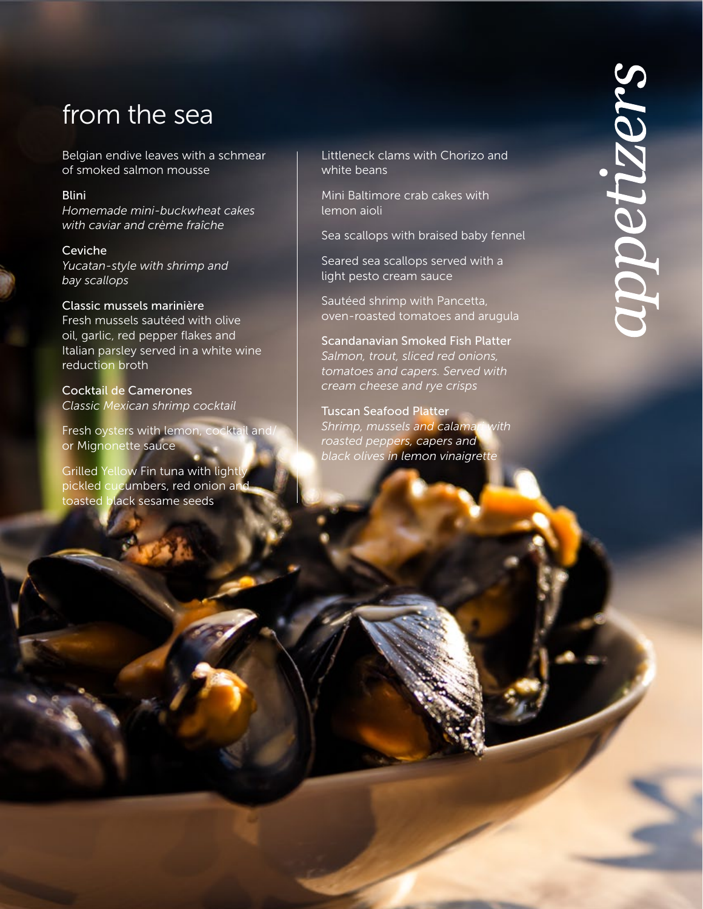# appetizers

## from the sea

Belgian endive leaves with a schmear of smoked salmon mousse

**Blini**
*Homemade mini-buckwheat cakes with caviar and crème fraîche*

**Ceviche**
*Yucatan-style with shrimp and bay scallops*

**Classic mussels marinière**
Fresh mussels sautéed with olive oil, garlic, red pepper flakes and Italian parsley served in a white wine reduction broth

**Cocktail de Camerones**
*Classic Mexican shrimp cocktail*

Fresh oysters with lemon, cocktail and/or Mignonette sauce

Grilled Yellow Fin tuna with lightly pickled cucumbers, red onion and toasted black sesame seeds

Littleneck clams with Chorizo and white beans

Mini Baltimore crab cakes with lemon aioli

Sea scallops with braised baby fennel

Seared sea scallops served with a light pesto cream sauce

Sautéed shrimp with Pancetta, oven-roasted tomatoes and arugula

**Scandanavian Smoked Fish Platter**
*Salmon, trout, sliced red onions, tomatoes and capers. Served with cream cheese and rye crisps*

**Tuscan Seafood Platter**
*Shrimp, mussels and calamari with roasted peppers, capers and black olives in lemon vinaigrette*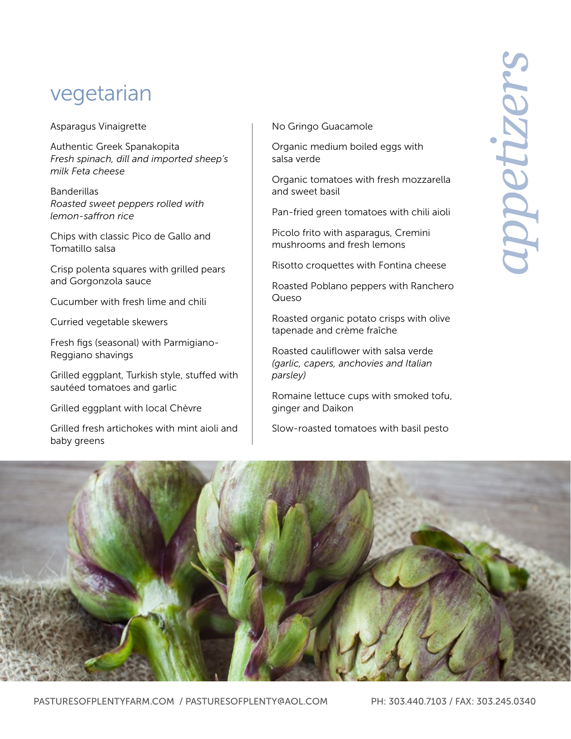# appetizers

## vegetarian

Asparagus Vinaigrette

Authentic Greek Spanakopita
*Fresh spinach, dill and imported sheep's milk Feta cheese*

Banderillas
*Roasted sweet peppers rolled with lemon-saffron rice*

Chips with classic Pico de Gallo and Tomatillo salsa

Crisp polenta squares with grilled pears and Gorgonzola sauce

Cucumber with fresh lime and chili

Curried vegetable skewers

Fresh figs (seasonal) with Parmigiano-Reggiano shavings

Grilled eggplant, Turkish style, stuffed with sautéed tomatoes and garlic

Grilled eggplant with local Chèvre

Grilled fresh artichokes with mint aioli and baby greens

No Gringo Guacamole

Organic medium boiled eggs with salsa verde

Organic tomatoes with fresh mozzarella and sweet basil

Pan-fried green tomatoes with chili aioli

Picolo frito with asparagus, Cremini mushrooms and fresh lemons

Risotto croquettes with Fontina cheese

Roasted Poblano peppers with Ranchero Queso

Roasted organic potato crisps with olive tapenade and crème fraîche

Roasted cauliflower with salsa verde
*(garlic, capers, anchovies and Italian parsley)*

Romaine lettuce cups with smoked tofu, ginger and Daikon

Slow-roasted tomatoes with basil pesto

PASTURESOFPLENTYFARM.COM / PASTURESOFPLENTY@AOL.COM PH: 303.440.7103 / FAX: 303.245.0340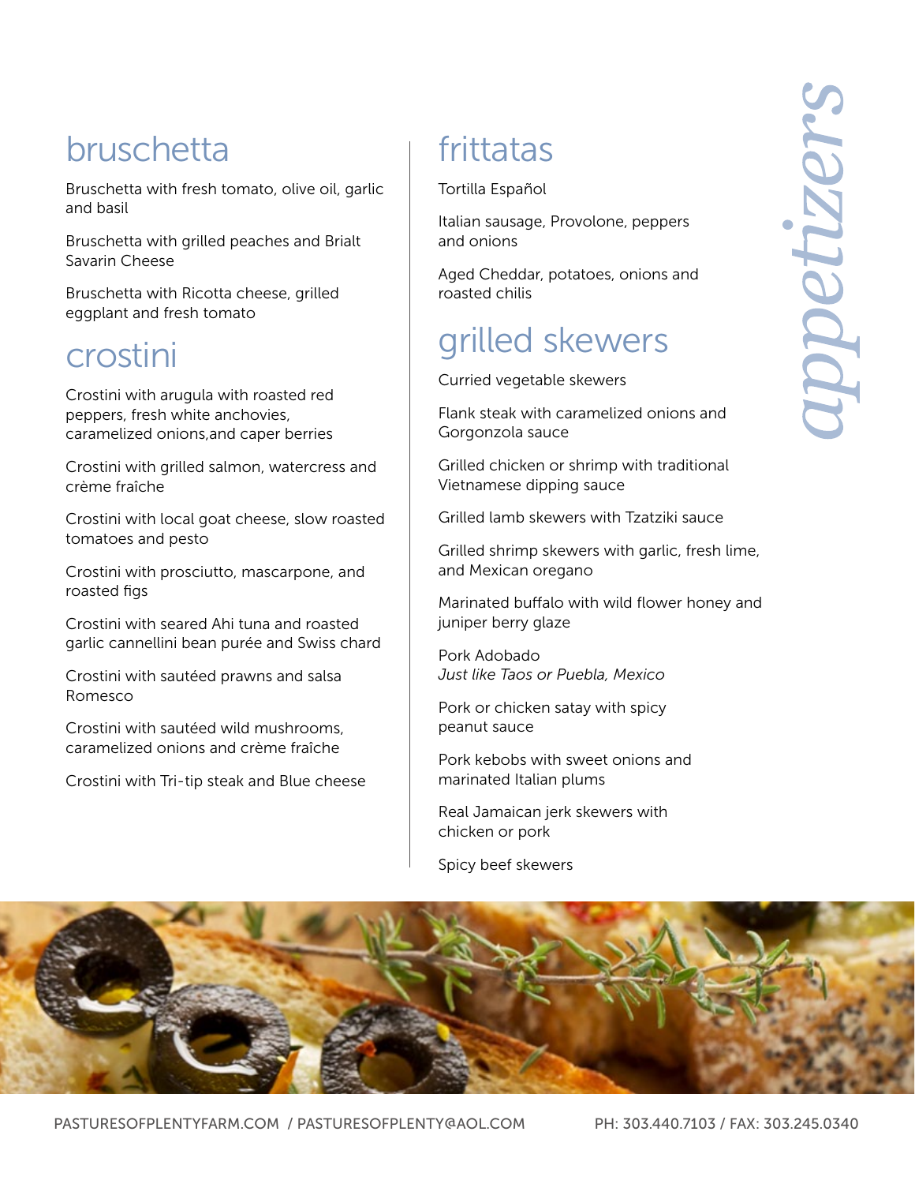# appetizers

## bruschetta

Bruschetta with fresh tomato, olive oil, garlic and basil

Bruschetta with grilled peaches and Brialt Savarin Cheese

Bruschetta with Ricotta cheese, grilled eggplant and fresh tomato

## crostini

Crostini with arugula with roasted red peppers, fresh white anchovies, caramelized onions,and caper berries

Crostini with grilled salmon, watercress and crème fraîche

Crostini with local goat cheese, slow roasted tomatoes and pesto

Crostini with prosciutto, mascarpone, and roasted figs

Crostini with seared Ahi tuna and roasted garlic cannellini bean purée and Swiss chard

Crostini with sautéed prawns and salsa Romesco

Crostini with sautéed wild mushrooms, caramelized onions and crème fraîche

Crostini with Tri-tip steak and Blue cheese

## frittatas

Tortilla Español

Italian sausage, Provolone, peppers and onions

Aged Cheddar, potatoes, onions and roasted chilis

## grilled skewers

Curried vegetable skewers

Flank steak with caramelized onions and Gorgonzola sauce

Grilled chicken or shrimp with traditional Vietnamese dipping sauce

Grilled lamb skewers with Tzatziki sauce

Grilled shrimp skewers with garlic, fresh lime, and Mexican oregano

Marinated buffalo with wild flower honey and juniper berry glaze

Pork Adobado
*Just like Taos or Puebla, Mexico*

Pork or chicken satay with spicy peanut sauce

Pork kebobs with sweet onions and marinated Italian plums

Real Jamaican jerk skewers with chicken or pork

Spicy beef skewers

PASTURESOFPLENTYFARM.COM / PASTURESOFPLENTY@AOL.COM PH: 303.440.7103 / FAX: 303.245.0340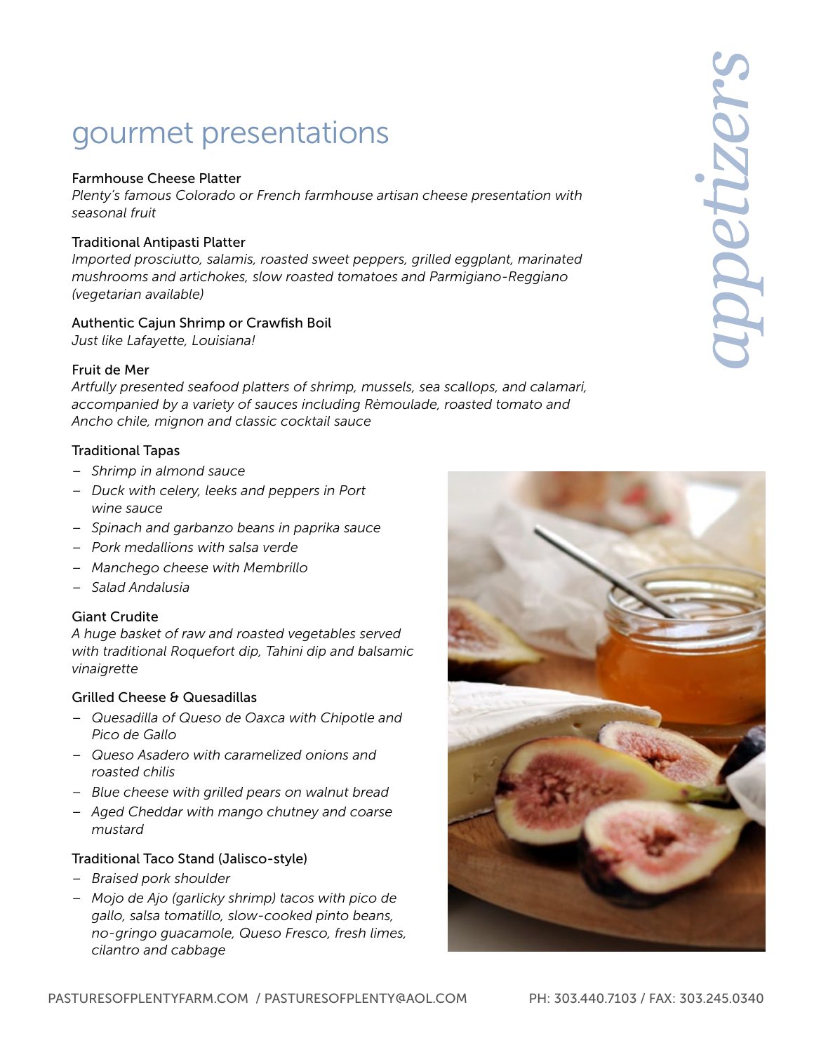# appetizers

## gourmet presentations

### Farmhouse Cheese Platter

*Plenty's famous Colorado or French farmhouse artisan cheese presentation with seasonal fruit*

### Traditional Antipasti Platter

*Imported prosciutto, salamis, roasted sweet peppers, grilled eggplant, marinated mushrooms and artichokes, slow roasted tomatoes and Parmigiano-Reggiano (vegetarian available)*

### Authentic Cajun Shrimp or Crawfish Boil

*Just like Lafayette, Louisiana!*

### Fruit de Mer

*Artfully presented seafood platters of shrimp, mussels, sea scallops, and calamari, accompanied by a variety of sauces including Rèmoulade, roasted tomato and Ancho chile, mignon and classic cocktail sauce*

### Traditional Tapas

- *Shrimp in almond sauce*
- *Duck with celery, leeks and peppers in Port wine sauce*
- *Spinach and garbanzo beans in paprika sauce*
- *Pork medallions with salsa verde*
- *Manchego cheese with Membrillo*
- *Salad Andalusia*

### Giant Crudite

*A huge basket of raw and roasted vegetables served with traditional Roquefort dip, Tahini dip and balsamic vinaigrette*

### Grilled Cheese & Quesadillas

- *Quesadilla of Queso de Oaxca with Chipotle and Pico de Gallo*
- *Queso Asadero with caramelized onions and roasted chilis*
- *Blue cheese with grilled pears on walnut bread*
- *Aged Cheddar with mango chutney and coarse mustard*

### Traditional Taco Stand (Jalisco-style)

- *Braised pork shoulder*
- *Mojo de Ajo (garlicky shrimp) tacos with pico de gallo, salsa tomatillo, slow-cooked pinto beans, no-gringo guacamole, Queso Fresco, fresh limes, cilantro and cabbage*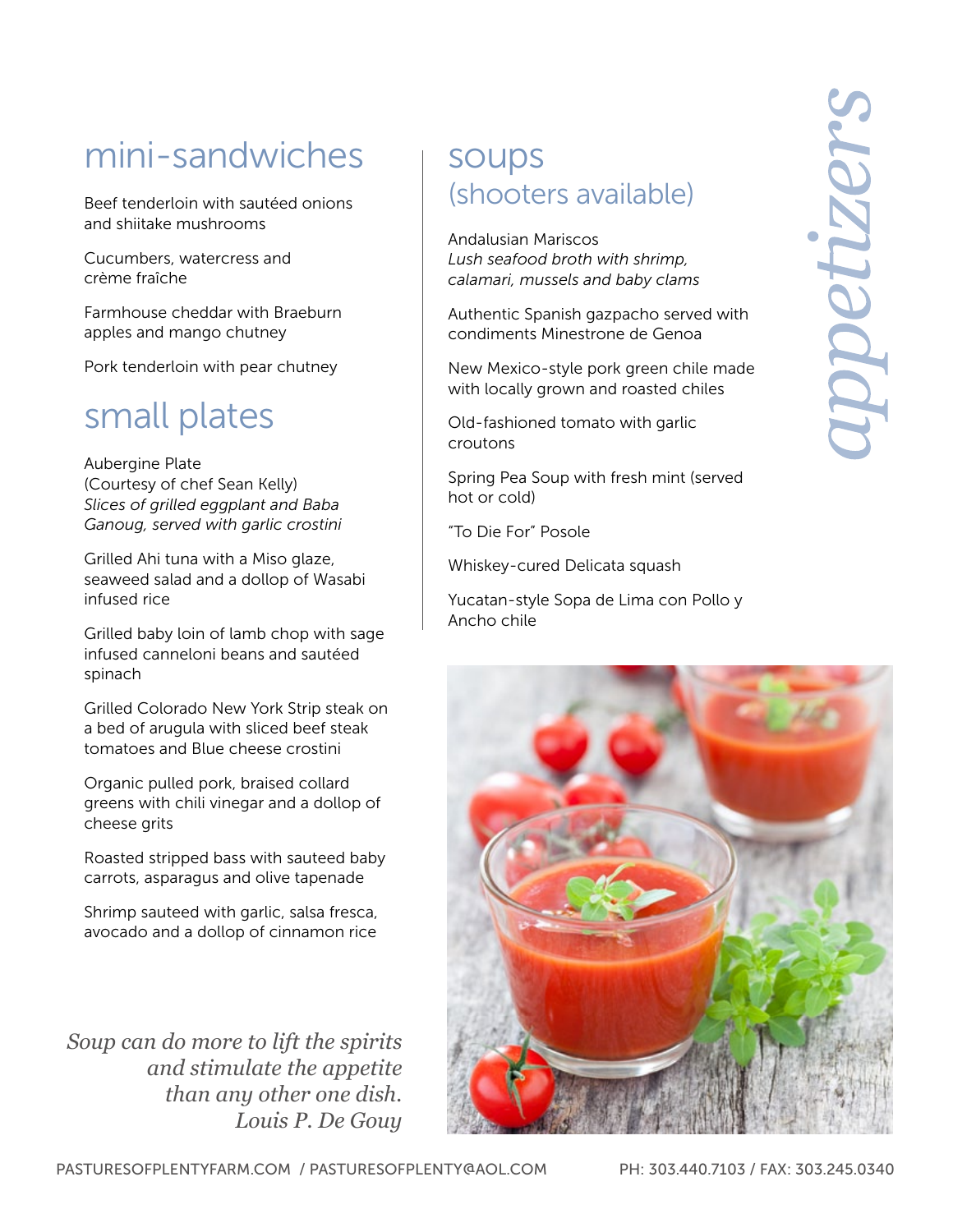# appetizers

## mini-sandwiches

Beef tenderloin with sautéed onions and shiitake mushrooms

Cucumbers, watercress and crème fraîche

Farmhouse cheddar with Braeburn apples and mango chutney

Pork tenderloin with pear chutney

## small plates

Aubergine Plate
(Courtesy of chef Sean Kelly)
*Slices of grilled eggplant and Baba Ganoug, served with garlic crostini*

Grilled Ahi tuna with a Miso glaze, seaweed salad and a dollop of Wasabi infused rice

Grilled baby loin of lamb chop with sage infused canneloni beans and sautéed spinach

Grilled Colorado New York Strip steak on a bed of arugula with sliced beef steak tomatoes and Blue cheese crostini

Organic pulled pork, braised collard greens with chili vinegar and a dollop of cheese grits

Roasted stripped bass with sauteed baby carrots, asparagus and olive tapenade

Shrimp sauteed with garlic, salsa fresca, avocado and a dollop of cinnamon rice

*Soup can do more to lift the spirits and stimulate the appetite than any other one dish.*
*Louis P. De Gouy*

## soups (shooters available)

Andalusian Mariscos
*Lush seafood broth with shrimp, calamari, mussels and baby clams*

Authentic Spanish gazpacho served with condiments Minestrone de Genoa

New Mexico-style pork green chile made with locally grown and roasted chiles

Old-fashioned tomato with garlic croutons

Spring Pea Soup with fresh mint (served hot or cold)

"To Die For" Posole

Whiskey-cured Delicata squash

Yucatan-style Sopa de Lima con Pollo y Ancho chile

PASTURESOFPLENTYFARM.COM / PASTURESOFPLENTY@AOL.COM PH: 303.440.7103 / FAX: 303.245.0340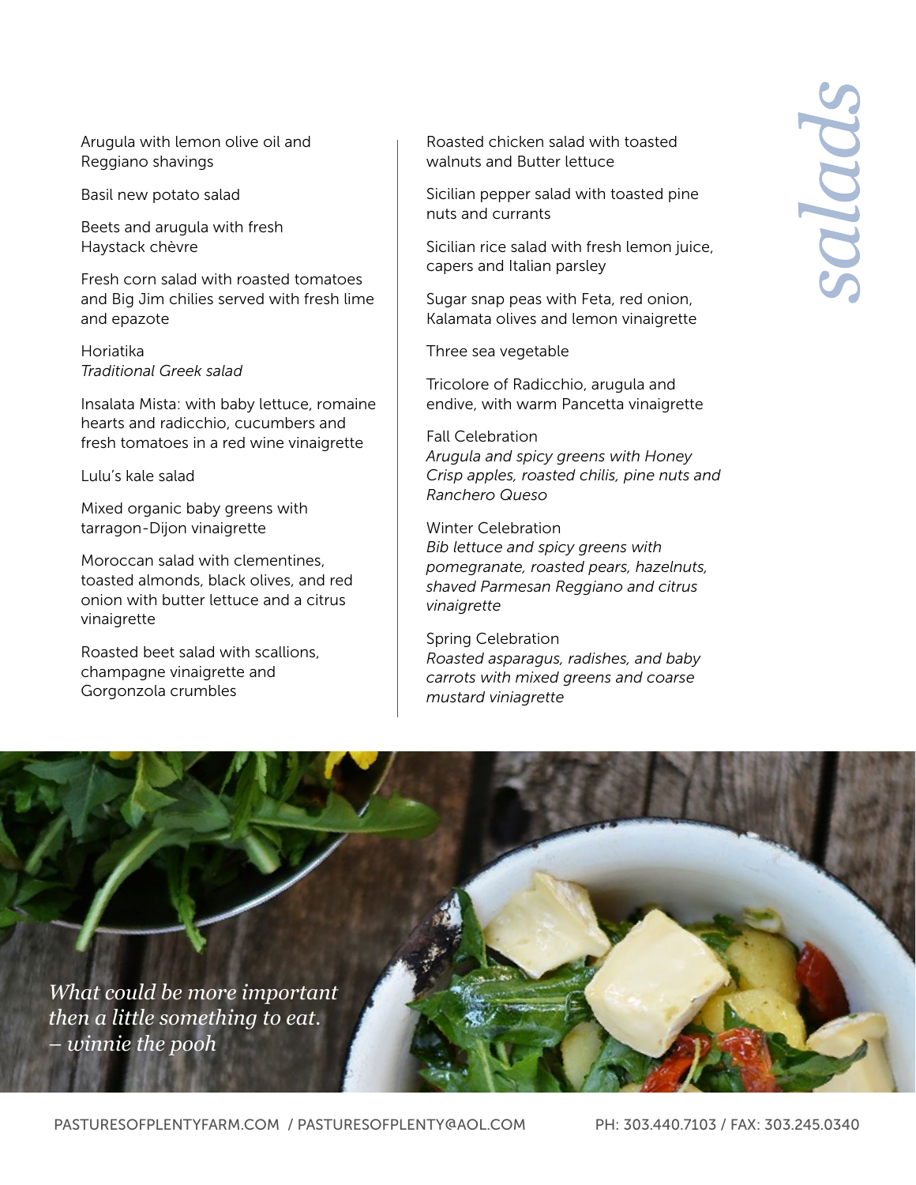# salads

Arugula with lemon olive oil and Reggiano shavings

Basil new potato salad

Beets and arugula with fresh Haystack chèvre

Fresh corn salad with roasted tomatoes and Big Jim chilies served with fresh lime and epazote

Horiatika
*Traditional Greek salad*

Insalata Mista: with baby lettuce, romaine hearts and radicchio, cucumbers and fresh tomatoes in a red wine vinaigrette

Lulu's kale salad

Mixed organic baby greens with tarragon-Dijon vinaigrette

Moroccan salad with clementines, toasted almonds, black olives, and red onion with butter lettuce and a citrus vinaigrette

Roasted beet salad with scallions, champagne vinaigrette and Gorgonzola crumbles

Roasted chicken salad with toasted walnuts and Butter lettuce

Sicilian pepper salad with toasted pine nuts and currants

Sicilian rice salad with fresh lemon juice, capers and Italian parsley

Sugar snap peas with Feta, red onion, Kalamata olives and lemon vinaigrette

Three sea vegetable

Tricolore of Radicchio, arugula and endive, with warm Pancetta vinaigrette

Fall Celebration
*Arugula and spicy greens with Honey Crisp apples, roasted chilis, pine nuts and Ranchero Queso*

Winter Celebration
*Bib lettuce and spicy greens with pomegranate, roasted pears, hazelnuts, shaved Parmesan Reggiano and citrus vinaigrette*

Spring Celebration
*Roasted asparagus, radishes, and baby carrots with mixed greens and coarse mustard viniagrette*

*What could be more important then a little something to eat.*
*– winnie the pooh*

PASTURESOFPLENTYFARM.COM / PASTURESOFPLENTY@AOL.COM PH: 303.440.7103 / FAX: 303.245.0340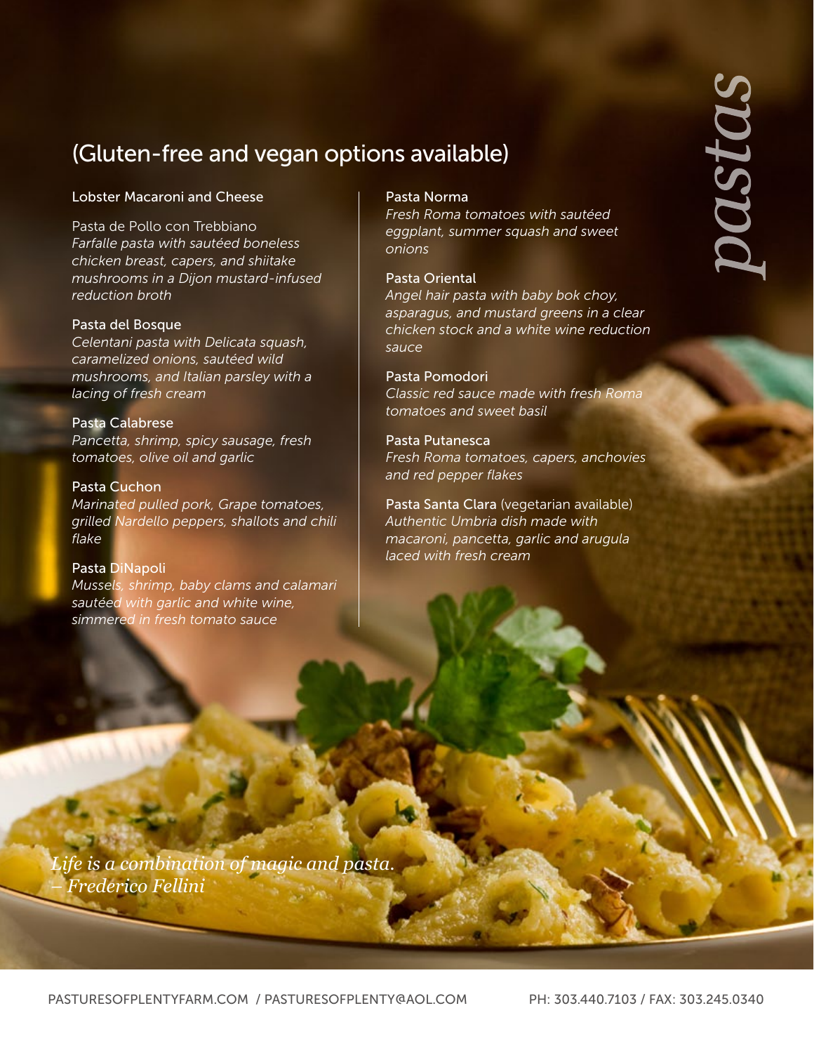# pastas

## (Gluten-free and vegan options available)

Lobster Macaroni and Cheese

Pasta de Pollo con Trebbiano
*Farfalle pasta with sautéed boneless chicken breast, capers, and shiitake mushrooms in a Dijon mustard-infused reduction broth*

Pasta del Bosque
*Celentani pasta with Delicata squash, caramelized onions, sautéed wild mushrooms, and Italian parsley with a lacing of fresh cream*

Pasta Calabrese
*Pancetta, shrimp, spicy sausage, fresh tomatoes, olive oil and garlic*

Pasta Cuchon
*Marinated pulled pork, Grape tomatoes, grilled Nardello peppers, shallots and chili flake*

Pasta DiNapoli
*Mussels, shrimp, baby clams and calamari sautéed with garlic and white wine, simmered in fresh tomato sauce*

Pasta Norma
*Fresh Roma tomatoes with sautéed eggplant, summer squash and sweet onions*

Pasta Oriental
*Angel hair pasta with baby bok choy, asparagus, and mustard greens in a clear chicken stock and a white wine reduction sauce*

Pasta Pomodori
*Classic red sauce made with fresh Roma tomatoes and sweet basil*

Pasta Putanesca
*Fresh Roma tomatoes, capers, anchovies and red pepper flakes*

Pasta Santa Clara (vegetarian available)
*Authentic Umbria dish made with macaroni, pancetta, garlic and arugula laced with fresh cream*

*Life is a combination of magic and pasta.*
*– Frederico Fellini*

PASTURESOFPLENTYFARM.COM / PASTURESOFPLENTY@AOL.COM PH: 303.440.7103 / FAX: 303.245.0340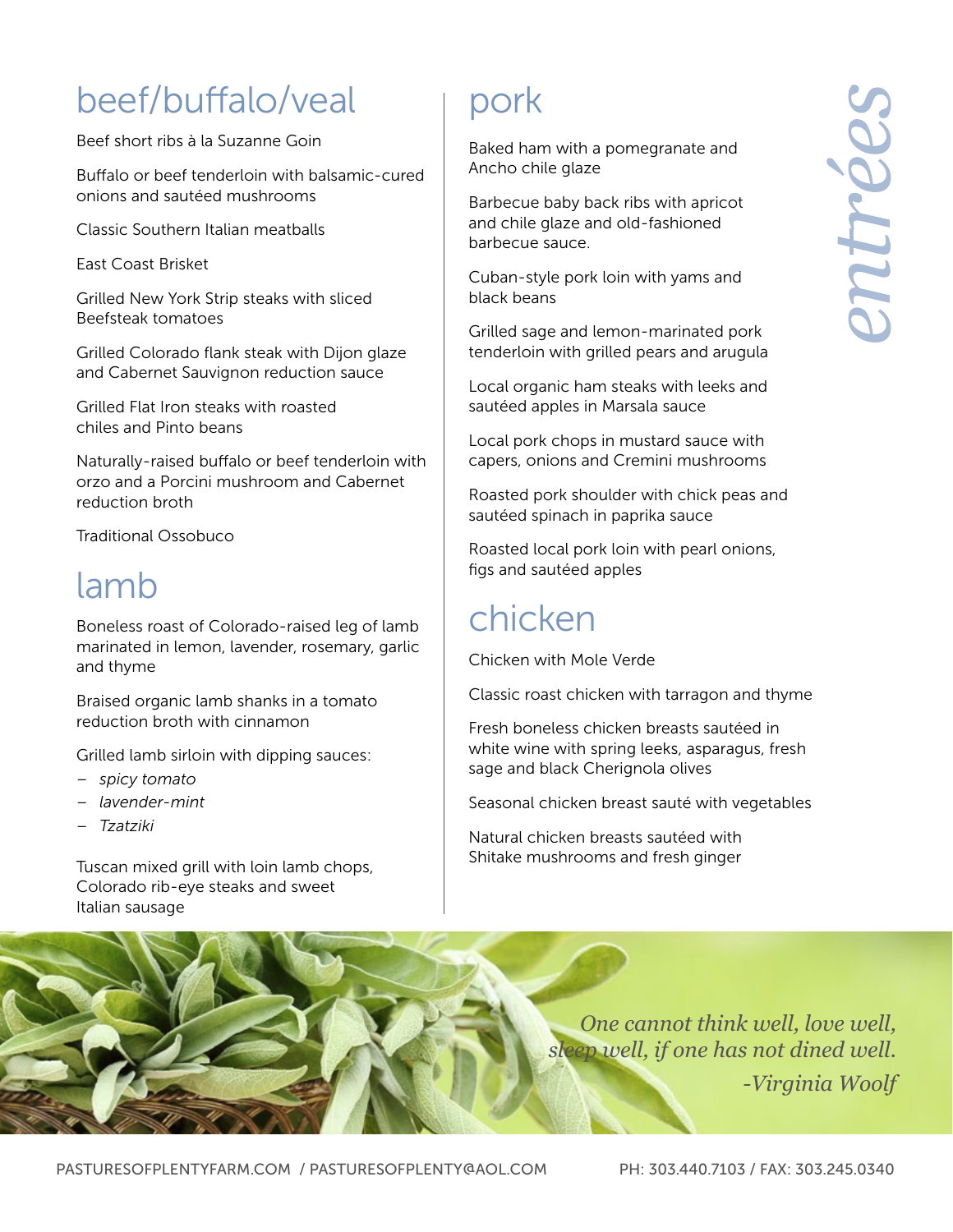# entrées

## beef/buffalo/veal

Beef short ribs à la Suzanne Goin

Buffalo or beef tenderloin with balsamic-cured onions and sautéed mushrooms

Classic Southern Italian meatballs

East Coast Brisket

Grilled New York Strip steaks with sliced Beefsteak tomatoes

Grilled Colorado flank steak with Dijon glaze and Cabernet Sauvignon reduction sauce

Grilled Flat Iron steaks with roasted chiles and Pinto beans

Naturally-raised buffalo or beef tenderloin with orzo and a Porcini mushroom and Cabernet reduction broth

Traditional Ossobuco

## lamb

Boneless roast of Colorado-raised leg of lamb marinated in lemon, lavender, rosemary, garlic and thyme

Braised organic lamb shanks in a tomato reduction broth with cinnamon

Grilled lamb sirloin with dipping sauces:

- *spicy tomato*
- *lavender-mint*
- *Tzatziki*

Tuscan mixed grill with loin lamb chops, Colorado rib-eye steaks and sweet Italian sausage

## pork

Baked ham with a pomegranate and Ancho chile glaze

Barbecue baby back ribs with apricot and chile glaze and old-fashioned barbecue sauce.

Cuban-style pork loin with yams and black beans

Grilled sage and lemon-marinated pork tenderloin with grilled pears and arugula

Local organic ham steaks with leeks and sautéed apples in Marsala sauce

Local pork chops in mustard sauce with capers, onions and Cremini mushrooms

Roasted pork shoulder with chick peas and sautéed spinach in paprika sauce

Roasted local pork loin with pearl onions, figs and sautéed apples

## chicken

Chicken with Mole Verde

Classic roast chicken with tarragon and thyme

Fresh boneless chicken breasts sautéed in white wine with spring leeks, asparagus, fresh sage and black Cherignola olives

Seasonal chicken breast sauté with vegetables

Natural chicken breasts sautéed with Shitake mushrooms and fresh ginger

*One cannot think well, love well, sleep well, if one has not dined well.*
*-Virginia Woolf*

PASTURESOFPLENTYFARM.COM / PASTURESOFPLENTY@AOL.COM PH: 303.440.7103 / FAX: 303.245.0340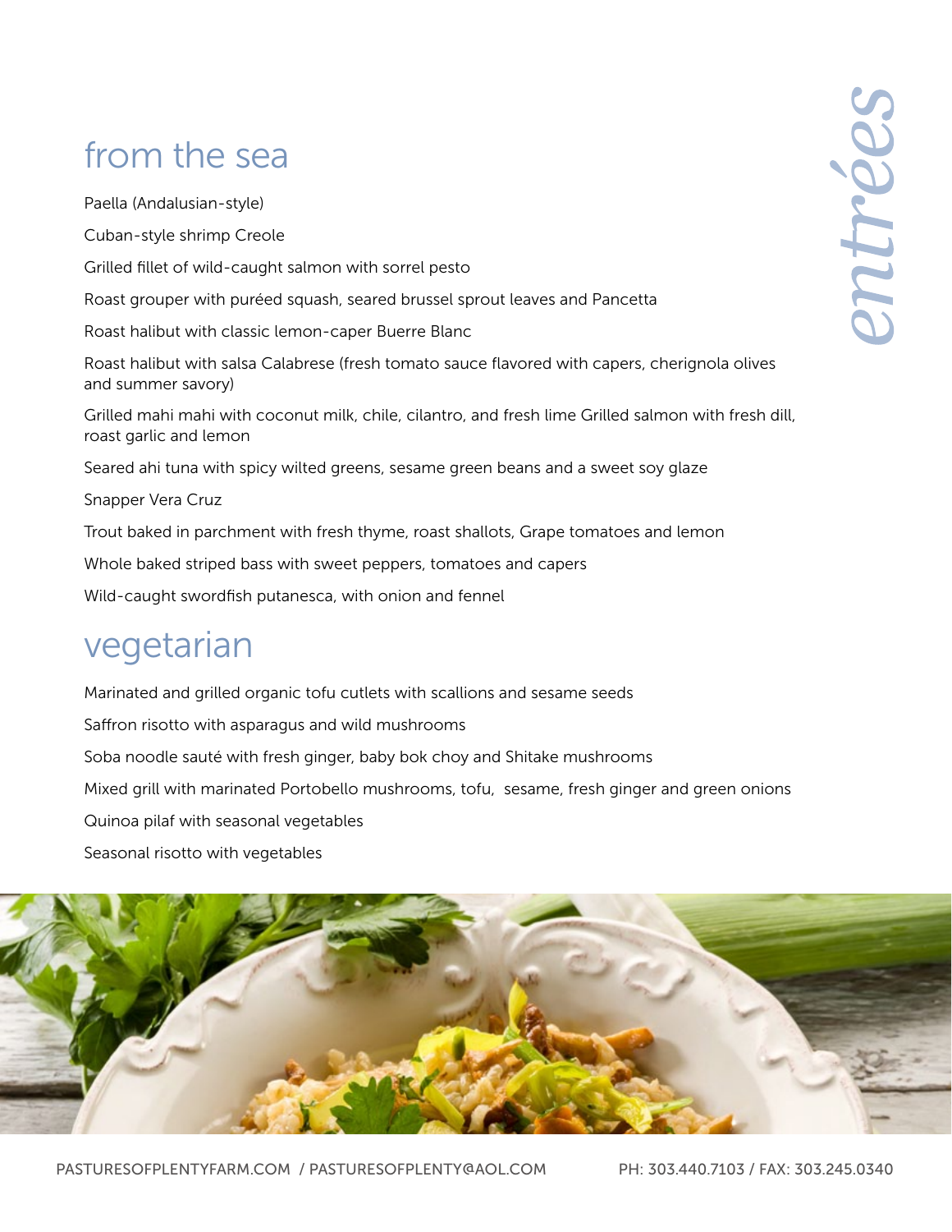# entrées

## from the sea

Paella (Andalusian-style)

Cuban-style shrimp Creole

Grilled fillet of wild-caught salmon with sorrel pesto

Roast grouper with puréed squash, seared brussel sprout leaves and Pancetta

Roast halibut with classic lemon-caper Buerre Blanc

Roast halibut with salsa Calabrese (fresh tomato sauce flavored with capers, cherignola olives and summer savory)

Grilled mahi mahi with coconut milk, chile, cilantro, and fresh lime Grilled salmon with fresh dill, roast garlic and lemon

Seared ahi tuna with spicy wilted greens, sesame green beans and a sweet soy glaze

Snapper Vera Cruz

Trout baked in parchment with fresh thyme, roast shallots, Grape tomatoes and lemon

Whole baked striped bass with sweet peppers, tomatoes and capers

Wild-caught swordfish putanesca, with onion and fennel

## vegetarian

Marinated and grilled organic tofu cutlets with scallions and sesame seeds

Saffron risotto with asparagus and wild mushrooms

Soba noodle sauté with fresh ginger, baby bok choy and Shitake mushrooms

Mixed grill with marinated Portobello mushrooms, tofu, sesame, fresh ginger and green onions

Quinoa pilaf with seasonal vegetables

Seasonal risotto with vegetables

PASTURESOFPLENTYFARM.COM / PASTURESOFPLENTY@AOL.COM PH: 303.440.7103 / FAX: 303.245.0340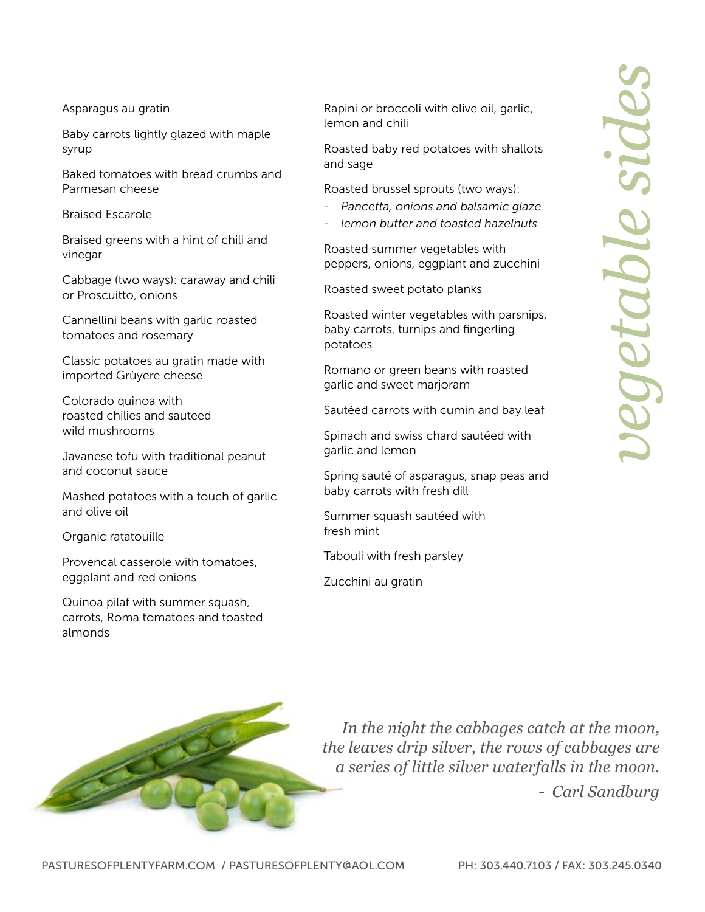# vegetable sides

Asparagus au gratin

Baby carrots lightly glazed with maple syrup

Baked tomatoes with bread crumbs and Parmesan cheese

Braised Escarole

Braised greens with a hint of chili and vinegar

Cabbage (two ways): caraway and chili or Proscuitto, onions

Cannellini beans with garlic roasted tomatoes and rosemary

Classic potatoes au gratin made with imported Grùyere cheese

Colorado quinoa with roasted chilies and sauteed wild mushrooms

Javanese tofu with traditional peanut and coconut sauce

Mashed potatoes with a touch of garlic and olive oil

Organic ratatouille

Provencal casserole with tomatoes, eggplant and red onions

Quinoa pilaf with summer squash, carrots, Roma tomatoes and toasted almonds

Rapini or broccoli with olive oil, garlic, lemon and chili

Roasted baby red potatoes with shallots and sage

Roasted brussel sprouts (two ways):

- *Pancetta, onions and balsamic glaze*
- *lemon butter and toasted hazelnuts*

Roasted summer vegetables with peppers, onions, eggplant and zucchini

Roasted sweet potato planks

Roasted winter vegetables with parsnips, baby carrots, turnips and fingerling potatoes

Romano or green beans with roasted garlic and sweet marjoram

Sautéed carrots with cumin and bay leaf

Spinach and swiss chard sautéed with garlic and lemon

Spring sauté of asparagus, snap peas and baby carrots with fresh dill

Summer squash sautéed with fresh mint

Tabouli with fresh parsley

Zucchini au gratin

*In the night the cabbages catch at the moon, the leaves drip silver, the rows of cabbages are a series of little silver waterfalls in the moon.*

*- Carl Sandburg*

PASTURESOFPLENTYFARM.COM / PASTURESOFPLENTY@AOL.COM PH: 303.440.7103 / FAX: 303.245.0340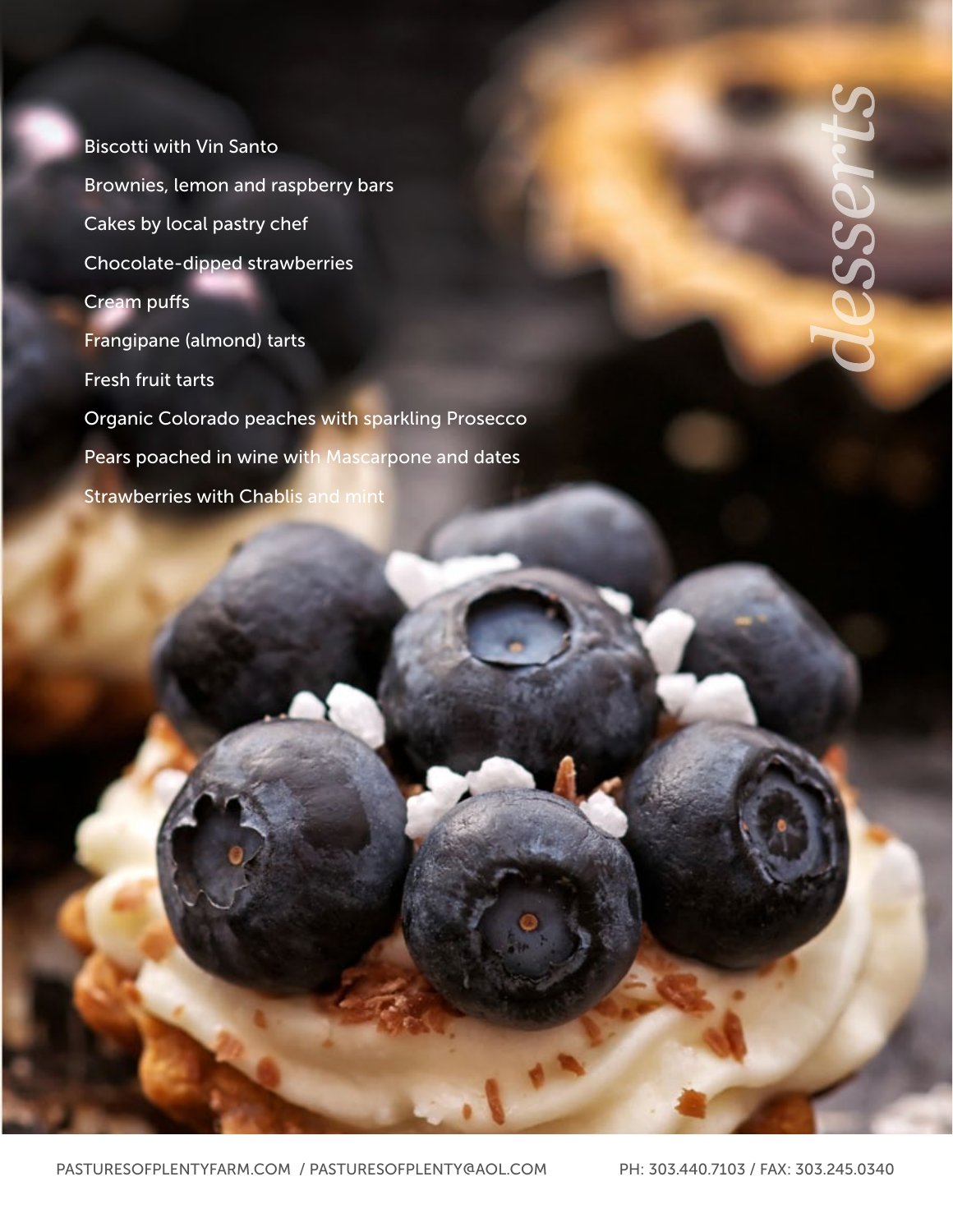# *desserts*

Biscotti with Vin Santo

Brownies, lemon and raspberry bars

Cakes by local pastry chef

Chocolate-dipped strawberries

Cream puffs

Frangipane (almond) tarts

Fresh fruit tarts

Organic Colorado peaches with sparkling Prosecco

Pears poached in wine with Mascarpone and dates

Strawberries with Chablis and mint

PASTURESOFPLENTYFARM.COM / PASTURESOFPLENTY@AOL.COM PH: 303.440.7103 / FAX: 303.245.0340